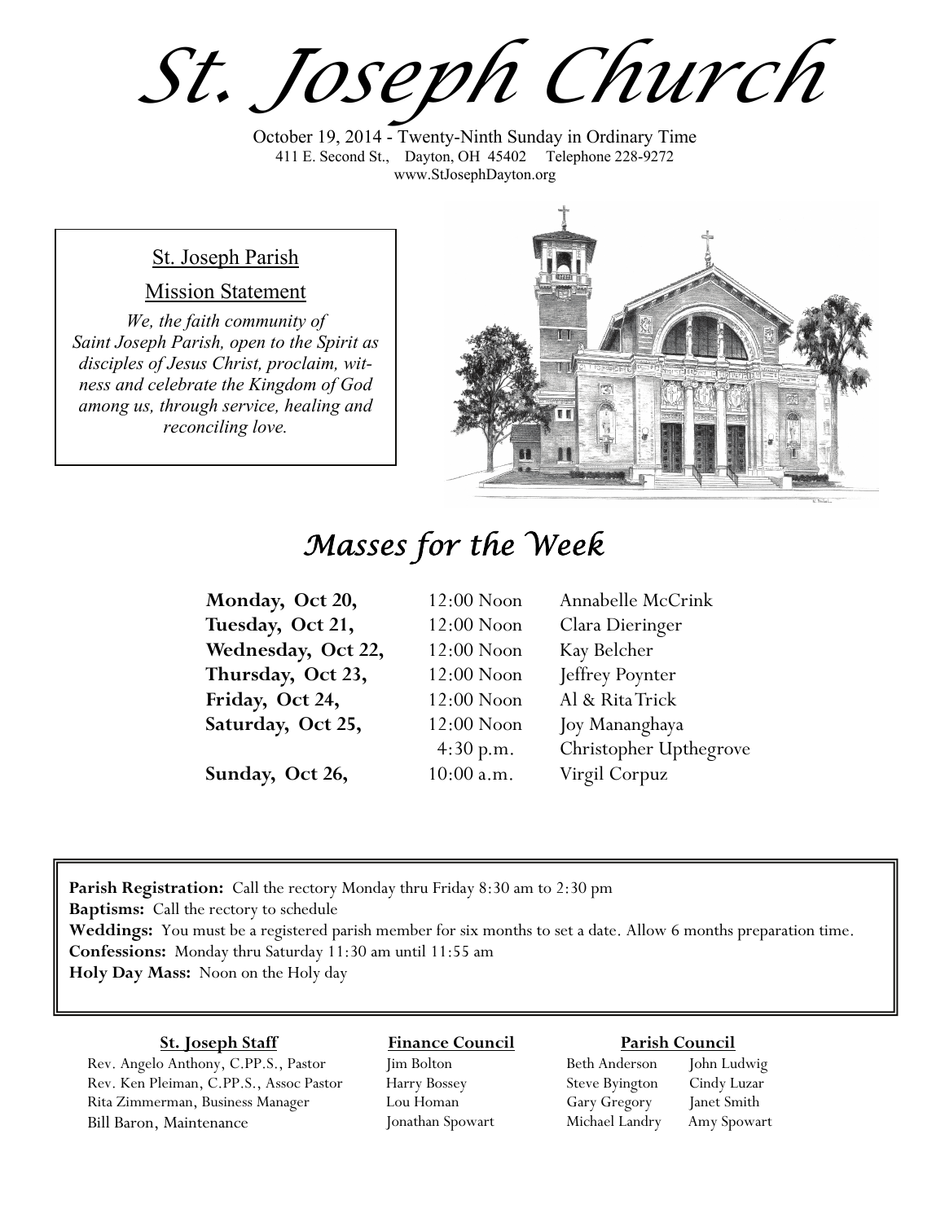# St. Joseph Church

October 19, 2014 - Twenty-Ninth Sunday in Ordinary Time
411 E. Second St., Dayton, OH 45402 Telephone 228-9272
www.StJosephDayton.org

## St. Joseph Parish

### Mission Statement

*We, the faith community of Saint Joseph Parish, open to the Spirit as disciples of Jesus Christ, proclaim, witness and celebrate the Kingdom of God among us, through service, healing and reconciling love.*

## Masses for the Week

| | | |
|---|---|---|
| **Monday, Oct 20,** | 12:00 Noon | Annabelle McCrink |
| **Tuesday, Oct 21,** | 12:00 Noon | Clara Dieringer |
| **Wednesday, Oct 22,** | 12:00 Noon | Kay Belcher |
| **Thursday, Oct 23,** | 12:00 Noon | Jeffrey Poynter |
| **Friday, Oct 24,** | 12:00 Noon | Al & Rita Trick |
| **Saturday, Oct 25,** | 12:00 Noon | Joy Mananghaya |
| | 4:30 p.m. | Christopher Upthegrove |
| **Sunday, Oct 26,** | 10:00 a.m. | Virgil Corpuz |

**Parish Registration:** Call the rectory Monday thru Friday 8:30 am to 2:30 pm
**Baptisms:** Call the rectory to schedule
**Weddings:** You must be a registered parish member for six months to set a date. Allow 6 months preparation time.
**Confessions:** Monday thru Saturday 11:30 am until 11:55 am
**Holy Day Mass:** Noon on the Holy day

**St. Joseph Staff**

Rev. Angelo Anthony, C.PP.S., Pastor
Rev. Ken Pleiman, C.PP.S., Assoc Pastor
Rita Zimmerman, Business Manager
Bill Baron, Maintenance

**Finance Council**

Jim Bolton
Harry Bossey
Lou Homan
Jonathan Spowart

**Parish Council**

Beth Anderson
Steve Byington
Gary Gregory
Michael Landry
John Ludwig
Cindy Luzar
Janet Smith
Amy Spowart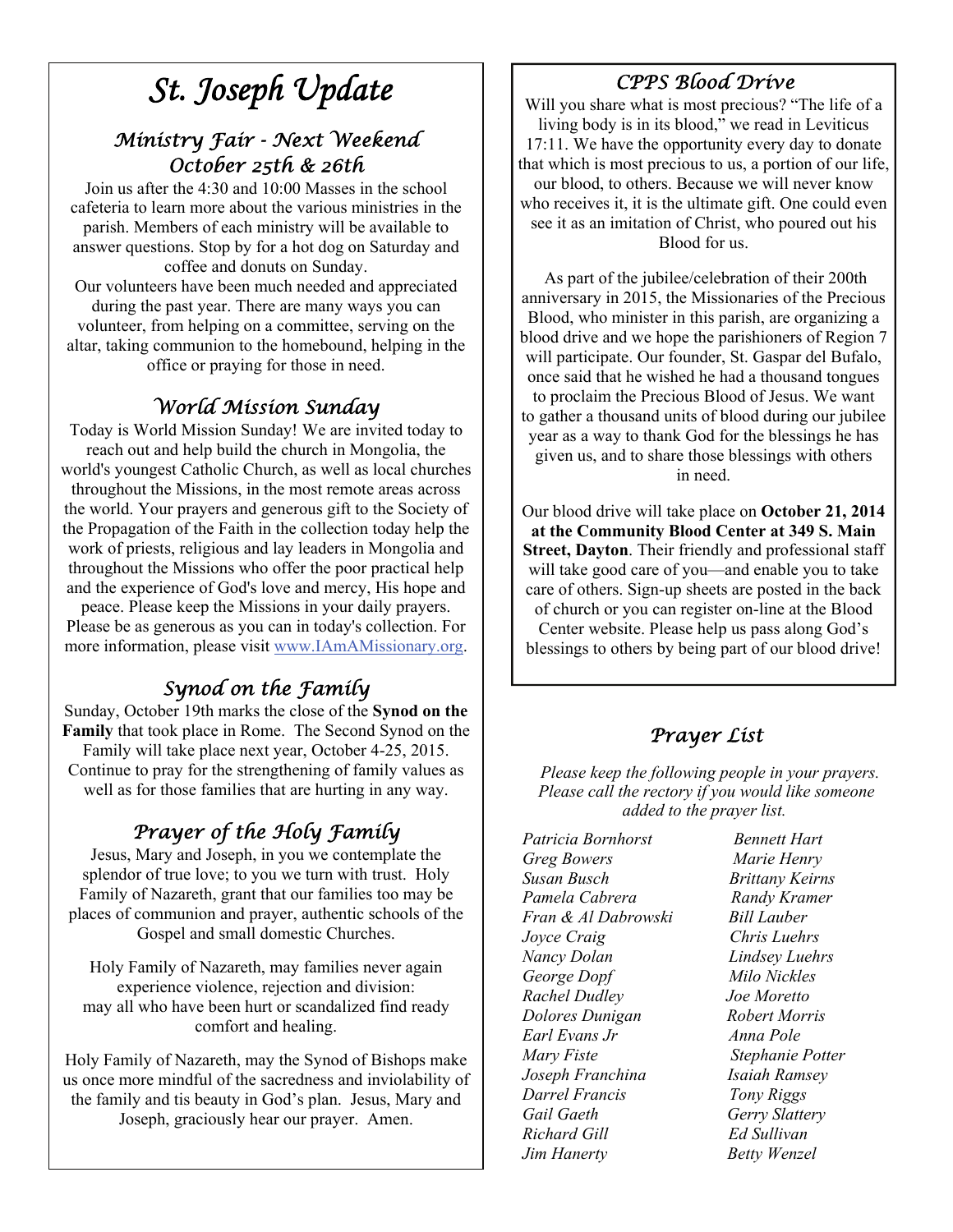# St. Joseph Update

## Ministry Fair - Next Weekend October 25th & 26th

Join us after the 4:30 and 10:00 Masses in the school cafeteria to learn more about the various ministries in the parish. Members of each ministry will be available to answer questions. Stop by for a hot dog on Saturday and coffee and donuts on Sunday.

Our volunteers have been much needed and appreciated during the past year. There are many ways you can volunteer, from helping on a committee, serving on the altar, taking communion to the homebound, helping in the office or praying for those in need.

## World Mission Sunday

Today is World Mission Sunday! We are invited today to reach out and help build the church in Mongolia, the world's youngest Catholic Church, as well as local churches throughout the Missions, in the most remote areas across the world. Your prayers and generous gift to the Society of the Propagation of the Faith in the collection today help the work of priests, religious and lay leaders in Mongolia and throughout the Missions who offer the poor practical help and the experience of God's love and mercy, His hope and peace. Please keep the Missions in your daily prayers. Please be as generous as you can in today's collection. For more information, please visit www.IAmAMissionary.org.

## Synod on the Family

Sunday, October 19th marks the close of the **Synod on the Family** that took place in Rome. The Second Synod on the Family will take place next year, October 4-25, 2015. Continue to pray for the strengthening of family values as well as for those families that are hurting in any way.

## Prayer of the Holy Family

Jesus, Mary and Joseph, in you we contemplate the splendor of true love; to you we turn with trust. Holy Family of Nazareth, grant that our families too may be places of communion and prayer, authentic schools of the Gospel and small domestic Churches.

Holy Family of Nazareth, may families never again experience violence, rejection and division: may all who have been hurt or scandalized find ready comfort and healing.

Holy Family of Nazareth, may the Synod of Bishops make us once more mindful of the sacredness and inviolability of the family and tis beauty in God's plan. Jesus, Mary and Joseph, graciously hear our prayer. Amen.

## CPPS Blood Drive

Will you share what is most precious? "The life of a living body is in its blood," we read in Leviticus 17:11. We have the opportunity every day to donate that which is most precious to us, a portion of our life, our blood, to others. Because we will never know who receives it, it is the ultimate gift. One could even see it as an imitation of Christ, who poured out his Blood for us.

As part of the jubilee/celebration of their 200th anniversary in 2015, the Missionaries of the Precious Blood, who minister in this parish, are organizing a blood drive and we hope the parishioners of Region 7 will participate. Our founder, St. Gaspar del Bufalo, once said that he wished he had a thousand tongues to proclaim the Precious Blood of Jesus. We want to gather a thousand units of blood during our jubilee year as a way to thank God for the blessings he has given us, and to share those blessings with others in need.

Our blood drive will take place on **October 21, 2014 at the Community Blood Center at 349 S. Main Street, Dayton**. Their friendly and professional staff will take good care of you—and enable you to take care of others. Sign-up sheets are posted in the back of church or you can register on-line at the Blood Center website. Please help us pass along God's blessings to others by being part of our blood drive!

## Prayer List

*Please keep the following people in your prayers. Please call the rectory if you would like someone added to the prayer list.*

*Patricia Bornhorst*
*Greg Bowers*
*Susan Busch*
*Pamela Cabrera*
*Fran & Al Dabrowski*
*Joyce Craig*
*Nancy Dolan*
*George Dopf*
*Rachel Dudley*
*Dolores Dunigan*
*Earl Evans Jr*
*Mary Fiste*
*Joseph Franchina*
*Darrel Francis*
*Gail Gaeth*
*Richard Gill*
*Jim Hanerty*
*Bennett Hart*
*Marie Henry*
*Brittany Keirns*
*Randy Kramer*
*Bill Lauber*
*Chris Luehrs*
*Lindsey Luehrs*
*Milo Nickles*
*Joe Moretto*
*Robert Morris*
*Anna Pole*
*Stephanie Potter*
*Isaiah Ramsey*
*Tony Riggs*
*Gerry Slattery*
*Ed Sullivan*
*Betty Wenzel*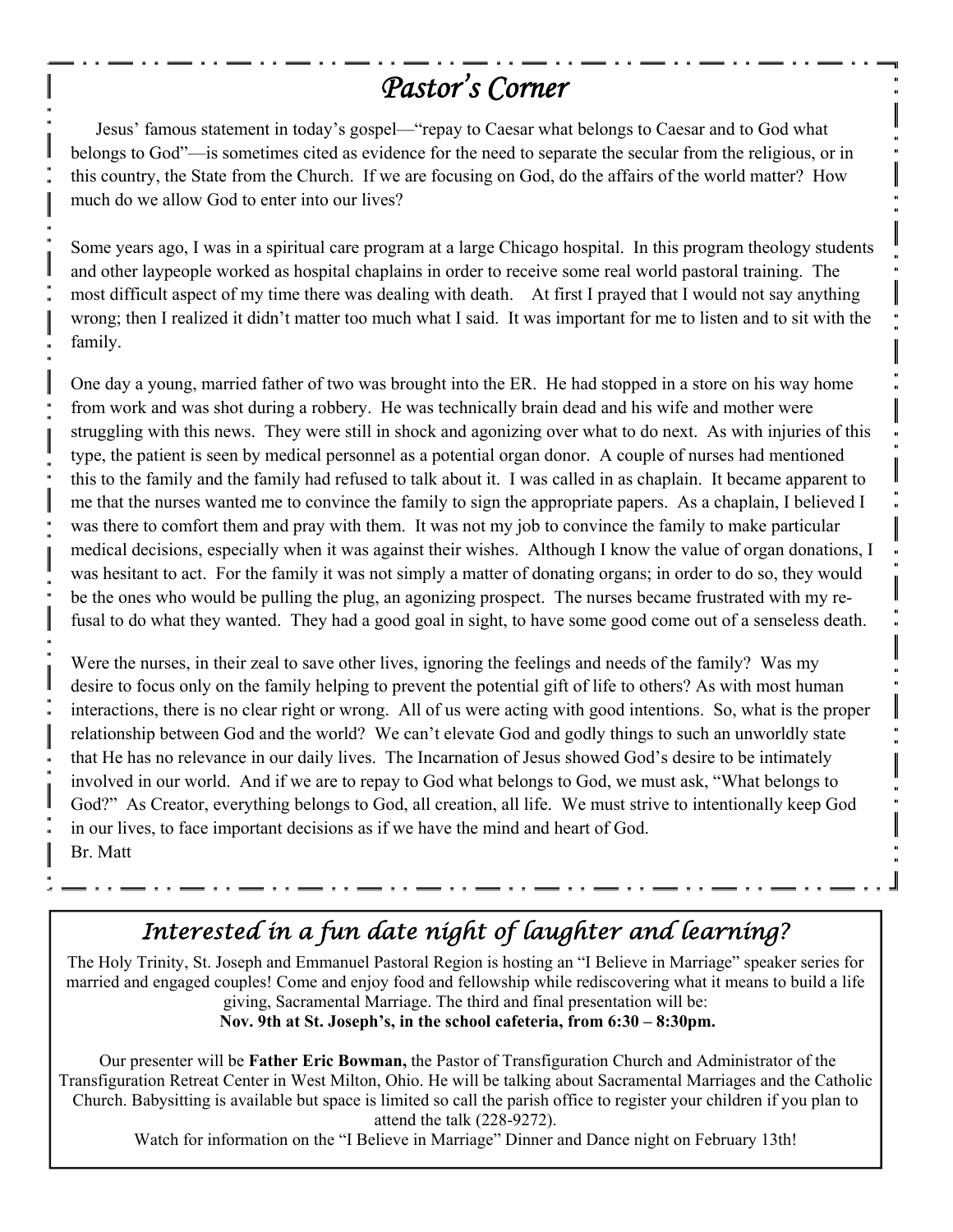## *Pastor's Corner*

Jesus' famous statement in today's gospel—"repay to Caesar what belongs to Caesar and to God what belongs to God"—is sometimes cited as evidence for the need to separate the secular from the religious, or in this country, the State from the Church. If we are focusing on God, do the affairs of the world matter? How much do we allow God to enter into our lives?

Some years ago, I was in a spiritual care program at a large Chicago hospital. In this program theology students and other laypeople worked as hospital chaplains in order to receive some real world pastoral training. The most difficult aspect of my time there was dealing with death. At first I prayed that I would not say anything wrong; then I realized it didn't matter too much what I said. It was important for me to listen and to sit with the family.

One day a young, married father of two was brought into the ER. He had stopped in a store on his way home from work and was shot during a robbery. He was technically brain dead and his wife and mother were struggling with this news. They were still in shock and agonizing over what to do next. As with injuries of this type, the patient is seen by medical personnel as a potential organ donor. A couple of nurses had mentioned this to the family and the family had refused to talk about it. I was called in as chaplain. It became apparent to me that the nurses wanted me to convince the family to sign the appropriate papers. As a chaplain, I believed I was there to comfort them and pray with them. It was not my job to convince the family to make particular medical decisions, especially when it was against their wishes. Although I know the value of organ donations, I was hesitant to act. For the family it was not simply a matter of donating organs; in order to do so, they would be the ones who would be pulling the plug, an agonizing prospect. The nurses became frustrated with my refusal to do what they wanted. They had a good goal in sight, to have some good come out of a senseless death.

Were the nurses, in their zeal to save other lives, ignoring the feelings and needs of the family? Was my desire to focus only on the family helping to prevent the potential gift of life to others? As with most human interactions, there is no clear right or wrong. All of us were acting with good intentions. So, what is the proper relationship between God and the world? We can't elevate God and godly things to such an unworldly state that He has no relevance in our daily lives. The Incarnation of Jesus showed God's desire to be intimately involved in our world. And if we are to repay to God what belongs to God, we must ask, "What belongs to God?" As Creator, everything belongs to God, all creation, all life. We must strive to intentionally keep God in our lives, to face important decisions as if we have the mind and heart of God.
Br. Matt

## *Interested in a fun date night of laughter and learning?*

The Holy Trinity, St. Joseph and Emmanuel Pastoral Region is hosting an "I Believe in Marriage" speaker series for married and engaged couples! Come and enjoy food and fellowship while rediscovering what it means to build a life giving, Sacramental Marriage. The third and final presentation will be:
**Nov. 9th at St. Joseph's, in the school cafeteria, from 6:30 – 8:30pm.**

Our presenter will be **Father Eric Bowman,** the Pastor of Transfiguration Church and Administrator of the Transfiguration Retreat Center in West Milton, Ohio. He will be talking about Sacramental Marriages and the Catholic Church. Babysitting is available but space is limited so call the parish office to register your children if you plan to attend the talk (228-9272).
Watch for information on the "I Believe in Marriage" Dinner and Dance night on February 13th!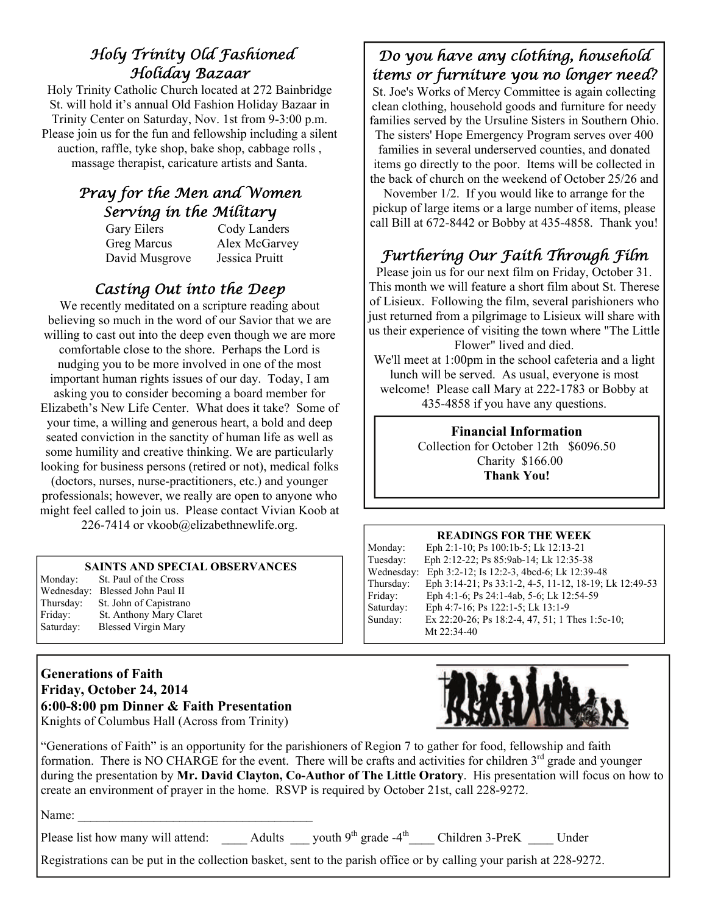## *Holy Trinity Old Fashioned Holiday Bazaar*

Holy Trinity Catholic Church located at 272 Bainbridge St. will hold it's annual Old Fashion Holiday Bazaar in Trinity Center on Saturday, Nov. 1st from 9-3:00 p.m. Please join us for the fun and fellowship including a silent auction, raffle, tyke shop, bake shop, cabbage rolls , massage therapist, caricature artists and Santa.

## *Pray for the Men and Women Serving in the Military*

| | |
|---|---|
| Gary Eilers | Cody Landers |
| Greg Marcus | Alex McGarvey |
| David Musgrove | Jessica Pruitt |

## *Casting Out into the Deep*

We recently meditated on a scripture reading about believing so much in the word of our Savior that we are willing to cast out into the deep even though we are more comfortable close to the shore. Perhaps the Lord is nudging you to be more involved in one of the most important human rights issues of our day. Today, I am asking you to consider becoming a board member for Elizabeth's New Life Center. What does it take? Some of your time, a willing and generous heart, a bold and deep seated conviction in the sanctity of human life as well as some humility and creative thinking. We are particularly looking for business persons (retired or not), medical folks (doctors, nurses, nurse-practitioners, etc.) and younger professionals; however, we really are open to anyone who might feel called to join us. Please contact Vivian Koob at 226-7414 or vkoob@elizabethnewlife.org.

**SAINTS AND SPECIAL OBSERVANCES**

| | |
|---|---|
| Monday: | St. Paul of the Cross |
| Wednesday: | Blessed John Paul II |
| Thursday: | St. John of Capistrano |
| Friday: | St. Anthony Mary Claret |
| Saturday: | Blessed Virgin Mary |

## *Do you have any clothing, household items or furniture you no longer need?*

St. Joe's Works of Mercy Committee is again collecting clean clothing, household goods and furniture for needy families served by the Ursuline Sisters in Southern Ohio. The sisters' Hope Emergency Program serves over 400 families in several underserved counties, and donated items go directly to the poor. Items will be collected in the back of church on the weekend of October 25/26 and November 1/2. If you would like to arrange for the pickup of large items or a large number of items, please call Bill at 672-8442 or Bobby at 435-4858. Thank you!

## *Furthering Our Faith Through Film*

Please join us for our next film on Friday, October 31. This month we will feature a short film about St. Therese of Lisieux. Following the film, several parishioners who just returned from a pilgrimage to Lisieux will share with us their experience of visiting the town where "The Little Flower" lived and died.

We'll meet at 1:00pm in the school cafeteria and a light lunch will be served. As usual, everyone is most welcome! Please call Mary at 222-1783 or Bobby at 435-4858 if you have any questions.

**Financial Information**

Collection for October 12th $6096.50

Charity $166.00

**Thank You!**

**READINGS FOR THE WEEK**

| | |
|---|---|
| Monday: | Eph 2:1-10; Ps 100:1b-5; Lk 12:13-21 |
| Tuesday: | Eph 2:12-22; Ps 85:9ab-14; Lk 12:35-38 |
| Wednesday: | Eph 3:2-12; Is 12:2-3, 4bcd-6; Lk 12:39-48 |
| Thursday: | Eph 3:14-21; Ps 33:1-2, 4-5, 11-12, 18-19; Lk 12:49-53 |
| Friday: | Eph 4:1-6; Ps 24:1-4ab, 5-6; Lk 12:54-59 |
| Saturday: | Eph 4:7-16; Ps 122:1-5; Lk 13:1-9 |
| Sunday: | Ex 22:20-26; Ps 18:2-4, 47, 51; 1 Thes 1:5c-10; Mt 22:34-40 |

**Generations of Faith**
**Friday, October 24, 2014**
**6:00-8:00 pm Dinner & Faith Presentation**
Knights of Columbus Hall (Across from Trinity)

"Generations of Faith" is an opportunity for the parishioners of Region 7 to gather for food, fellowship and faith formation. There is NO CHARGE for the event. There will be crafts and activities for children 3rd grade and younger during the presentation by **Mr. David Clayton, Co-Author of The Little Oratory**. His presentation will focus on how to create an environment of prayer in the home. RSVP is required by October 21st, call 228-9272.

Name: ______________________________________

Please list how many will attend: ____ Adults ___ youth 9th grade -4th____ Children 3-PreK ____ Under

Registrations can be put in the collection basket, sent to the parish office or by calling your parish at 228-9272.